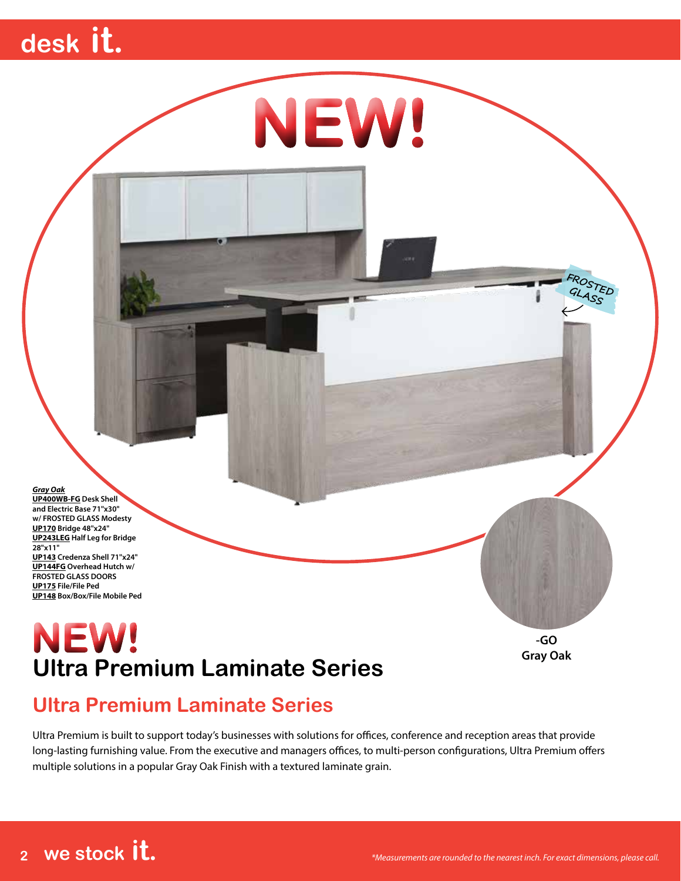# NEW!

FROSTED GLASS

***Gray Oak***
**UP400WB-FG** Desk Shell and Electric Base 71"x30" w/ FROSTED GLASS Modesty
**UP170** Bridge 48"x24"
**UP243LEG** Half Leg for Bridge 28"x11"
**UP143** Credenza Shell 71"x24"
**UP144FG** Overhead Hutch w/ FROSTED GLASS DOORS
**UP175** File/File Ped
**UP148** Box/Box/File Mobile Ped

**-GO**
**Gray Oak**

# NEW!
# Ultra Premium Laminate Series

## Ultra Premium Laminate Series

Ultra Premium is built to support today's businesses with solutions for offices, conference and reception areas that provide long-lasting furnishing value. From the executive and managers offices, to multi-person configurations, Ultra Premium offers multiple solutions in a popular Gray Oak Finish with a textured laminate grain.

*\*Measurements are rounded to the nearest inch. For exact dimensions, please call.*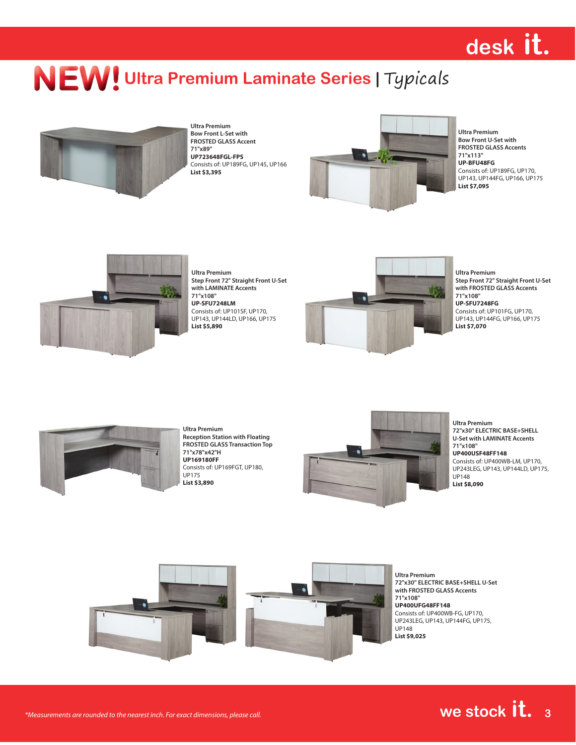# NEW! Ultra Premium Laminate Series | Typicals

Ultra Premium
Bow Front L-Set with
FROSTED GLASS Accent
71"x89"
**UP723648FGL-FPS**
Consists of: UP189FG, UP145, UP166
**List $3,395**

Ultra Premium
Bow Front U-Set with
FROSTED GLASS Accents
71"x113"
**UP-BFU48FG**
Consists of: UP189FG, UP170, UP143, UP144FG, UP166, UP175
**List $7,095**

Ultra Premium
Step Front 72" Straight Front U-Set
with LAMINATE Accents
71"x108"
**UP-SFU7248LM**
Consists of: UP101SF, UP170, UP143, UP144LD, UP166, UP175
**List $5,890**

Ultra Premium
Step Front 72" Straight Front U-Set
with FROSTED GLASS Accents
71"x108"
**UP-SFU7248FG**
Consists of: UP101FG, UP170, UP143, UP144FG, UP166, UP175
**List $7,070**

Ultra Premium
Reception Station with Floating
FROSTED GLASS Transaction Top
71"x78"x42"H
**UP169180FF**
Consists of: UP169FGT, UP180, UP175
**List $3,890**

Ultra Premium
72"x30" ELECTRIC BASE+SHELL
U-Set with LAMINATE Accents
71"x108"
**UP400USF48FF148**
Consists of: UP400WB-LM, UP170, UP243LEG, UP143, UP144LD, UP175, UP148
**List $8,090**

Ultra Premium
72"x30" ELECTRIC BASE+SHELL U-Set
with FROSTED GLASS Accents
71"x108"
**UP400UFG48FF148**
Consists of: UP400WB-FG, UP170, UP243LEG, UP143, UP144FG, UP175, UP148
**List $9,025**

*\*Measurements are rounded to the nearest inch. For exact dimensions, please call.*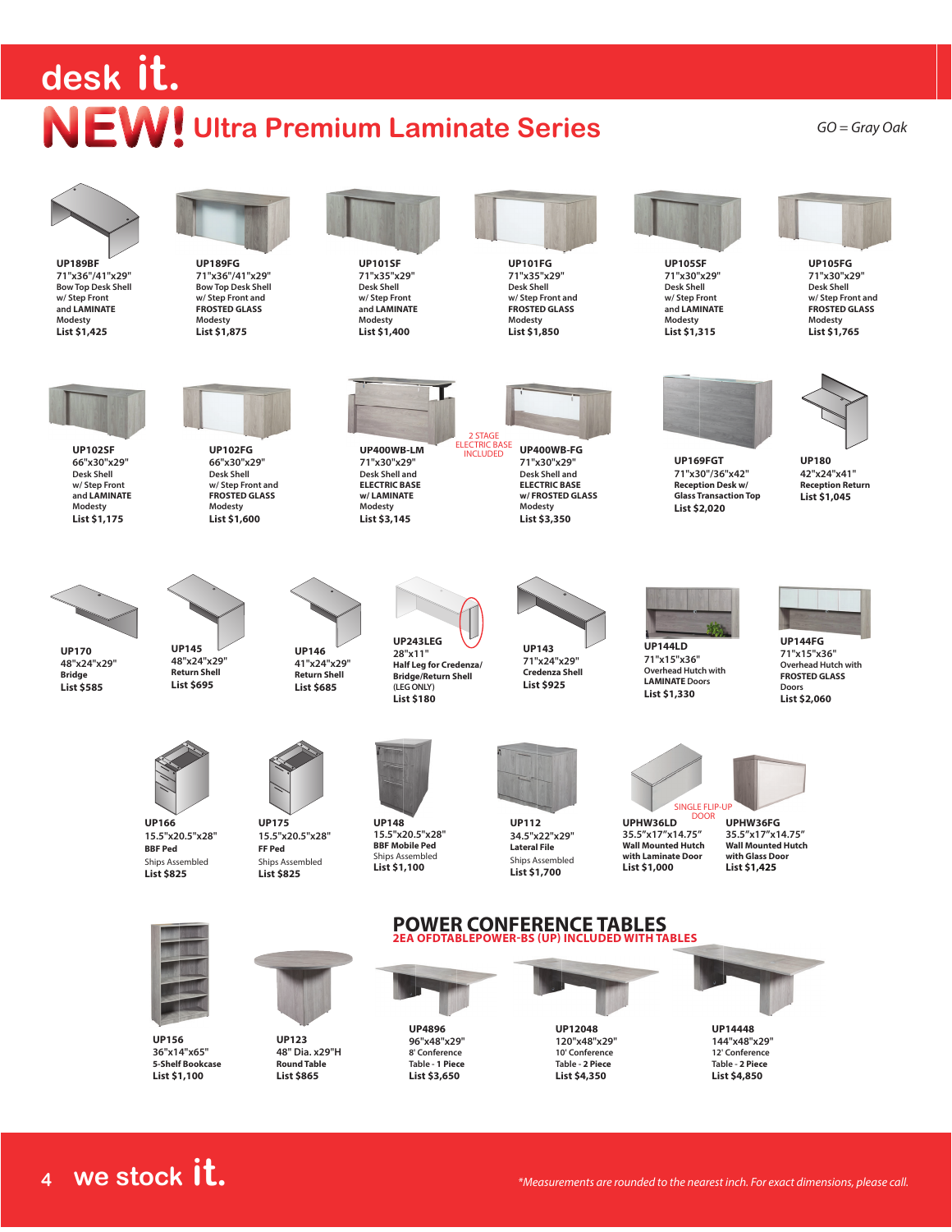# desk it.

## NEW! Ultra Premium Laminate Series

*GO = Gray Oak*

**UP189BF**
71"x36"/41"x29"
Bow Top Desk Shell
w/ Step Front
and **LAMINATE**
Modesty
**List $1,425**

**UP189FG**
71"x36"/41"x29"
Bow Top Desk Shell
w/ Step Front and
**FROSTED GLASS**
Modesty
**List $1,875**

**UP101SF**
71"x35"x29"
Desk Shell
w/ Step Front
and **LAMINATE**
Modesty
**List $1,400**

**UP101FG**
71"x35"x29"
Desk Shell
w/ Step Front and
**FROSTED GLASS**
Modesty
**List $1,850**

**UP105SF**
71"x30"x29"
Desk Shell
w/ Step Front
and **LAMINATE**
Modesty
**List $1,315**

**UP105FG**
71"x30"x29"
Desk Shell
w/ Step Front and
**FROSTED GLASS**
Modesty
**List $1,765**

**UP102SF**
66"x30"x29"
Desk Shell
w/ Step Front
and **LAMINATE**
Modesty
**List $1,175**

**UP102FG**
66"x30"x29"
Desk Shell
w/ Step Front and
**FROSTED GLASS**
Modesty
**List $1,600**

**UP400WB-LM**
71"x30"x29"
Desk Shell and
**ELECTRIC BASE**
w/ **LAMINATE**
Modesty
**List $3,145**

2 STAGE ELECTRIC BASE INCLUDED

**UP400WB-FG**
71"x30"x29"
Desk Shell and
**ELECTRIC BASE**
w/ **FROSTED GLASS**
Modesty
**List $3,350**

**UP169FGT**
71"x30"/36"x42"
**Reception Desk w/ Glass Transaction Top**
**List $2,020**

**UP180**
42"x24"x41"
**Reception Return**
**List $1,045**

**UP170**
48"x24"x29"
**Bridge**
**List $585**

**UP145**
48"x24"x29"
**Return Shell**
**List $695**

**UP146**
41"x24"x29"
**Return Shell**
**List $685**

**UP243LEG**
28"x11"
**Half Leg for Credenza/ Bridge/Return Shell**
(LEG ONLY)
**List $180**

**UP143**
71"x24"x29"
**Credenza Shell**
**List $925**

**UP144LD**
71"x15"x36"
Overhead Hutch with
**LAMINATE** Doors
**List $1,330**

**UP144FG**
71"x15"x36"
Overhead Hutch with
**FROSTED GLASS**
Doors
**List $2,060**

**UP166**
15.5"x20.5"x28"
**BBF Ped**
Ships Assembled
**List $825**

**UP175**
15.5"x20.5"x28"
**FF Ped**
Ships Assembled
**List $825**

**UP148**
15.5"x20.5"x28"
**BBF Mobile Ped**
Ships Assembled
**List $1,100**

**UP112**
34.5"x22"x29"
**Lateral File**
Ships Assembled
**List $1,700**

SINGLE FLIP-UP DOOR

**UPHW36LD**
35.5"x17"x14.75"
**Wall Mounted Hutch with Laminate Door**
**List $1,000**

**UPHW36FG**
35.5"x17"x14.75"
**Wall Mounted Hutch with Glass Door**
**List $1,425**

**UP156**
36"x14"x65"
**5-Shelf Bookcase**
**List $1,100**

**UP123**
48" Dia. x29"H
**Round Table**
**List $865**

## POWER CONFERENCE TABLES

**2EA OFDTABLEPOWER-BS (UP) INCLUDED WITH TABLES**

**UP4896**
96"x48"x29"
8' Conference
**Table - 1 Piece**
**List $3,650**

**UP12048**
120"x48"x29"
10' Conference
**Table - 2 Piece**
**List $4,350**

**UP14448**
144"x48"x29"
12' Conference
**Table - 2 Piece**
**List $4,850**

we stock it.

*\*Measurements are rounded to the nearest inch. For exact dimensions, please call.*